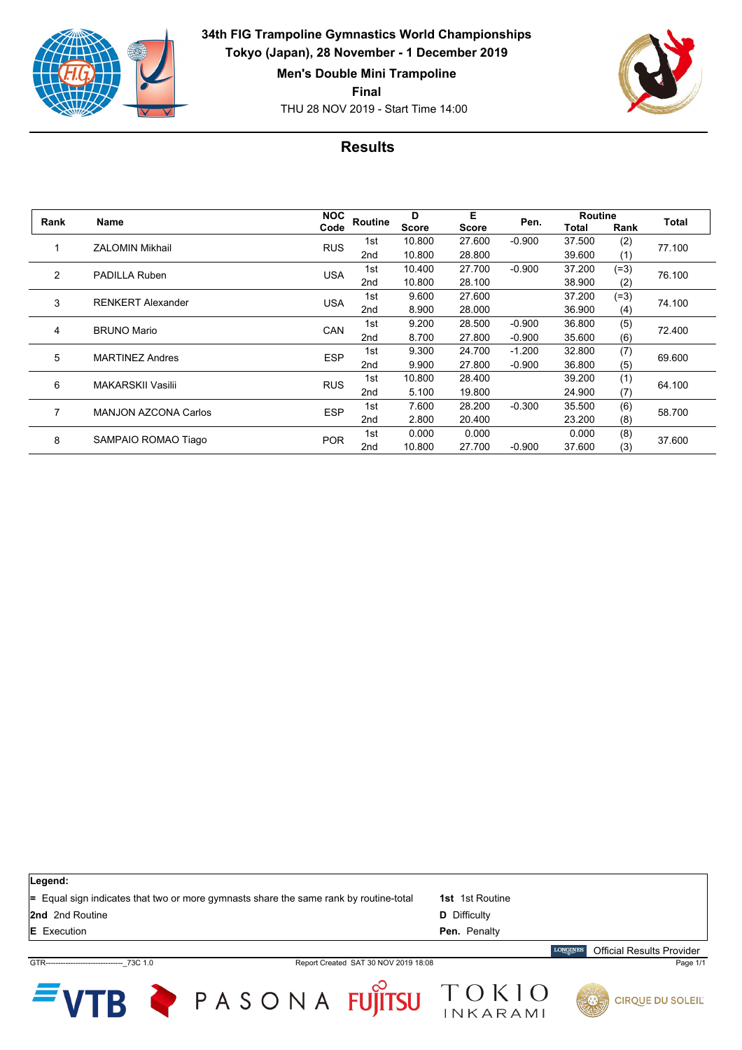**34th FIG Trampoline Gymnastics World Championships**

**Tokyo (Japan), 28 November - 1 December 2019**

**Men's Double Mini Trampoline**

**Final**

THU 28 NOV 2019 - Start Time 14:00

## Results

| Rank | Name | NOC Code | Routine | D Score | E Score | Pen. | Routine Total | Routine Rank | Total |
|---|---|---|---|---|---|---|---|---|---|
| 1 | ZALOMIN Mikhail | RUS | 1st | 10.800 | 27.600 | -0.900 | 37.500 | (2) | 77.100 |
| | | | 2nd | 10.800 | 28.800 | | 39.600 | (1) | |
| 2 | PADILLA Ruben | USA | 1st | 10.400 | 27.700 | -0.900 | 37.200 | (=3) | 76.100 |
| | | | 2nd | 10.800 | 28.100 | | 38.900 | (2) | |
| 3 | RENKERT Alexander | USA | 1st | 9.600 | 27.600 | | 37.200 | (=3) | 74.100 |
| | | | 2nd | 8.900 | 28.000 | | 36.900 | (4) | |
| 4 | BRUNO Mario | CAN | 1st | 9.200 | 28.500 | -0.900 | 36.800 | (5) | 72.400 |
| | | | 2nd | 8.700 | 27.800 | -0.900 | 35.600 | (6) | |
| 5 | MARTINEZ Andres | ESP | 1st | 9.300 | 24.700 | -1.200 | 32.800 | (7) | 69.600 |
| | | | 2nd | 9.900 | 27.800 | -0.900 | 36.800 | (5) | |
| 6 | MAKARSKII Vasilii | RUS | 1st | 10.800 | 28.400 | | 39.200 | (1) | 64.100 |
| | | | 2nd | 5.100 | 19.800 | | 24.900 | (7) | |
| 7 | MANJON AZCONA Carlos | ESP | 1st | 7.600 | 28.200 | -0.300 | 35.500 | (6) | 58.700 |
| | | | 2nd | 2.800 | 20.400 | | 23.200 | (8) | |
| 8 | SAMPAIO ROMAO Tiago | POR | 1st | 0.000 | 0.000 | | 0.000 | (8) | 37.600 |
| | | | 2nd | 10.800 | 27.700 | -0.900 | 37.600 | (3) | |

**Legend:**

| | |
|---|---|
| **=** Equal sign indicates that two or more gymnasts share the same rank by routine-total | **1st** 1st Routine |
| **2nd** 2nd Routine | **D** Difficulty |
| **E** Execution | **Pen.** Penalty |

Official Results Provider

GTR-------------------------------_73C 1.0 Report Created SAT 30 NOV 2019 18:08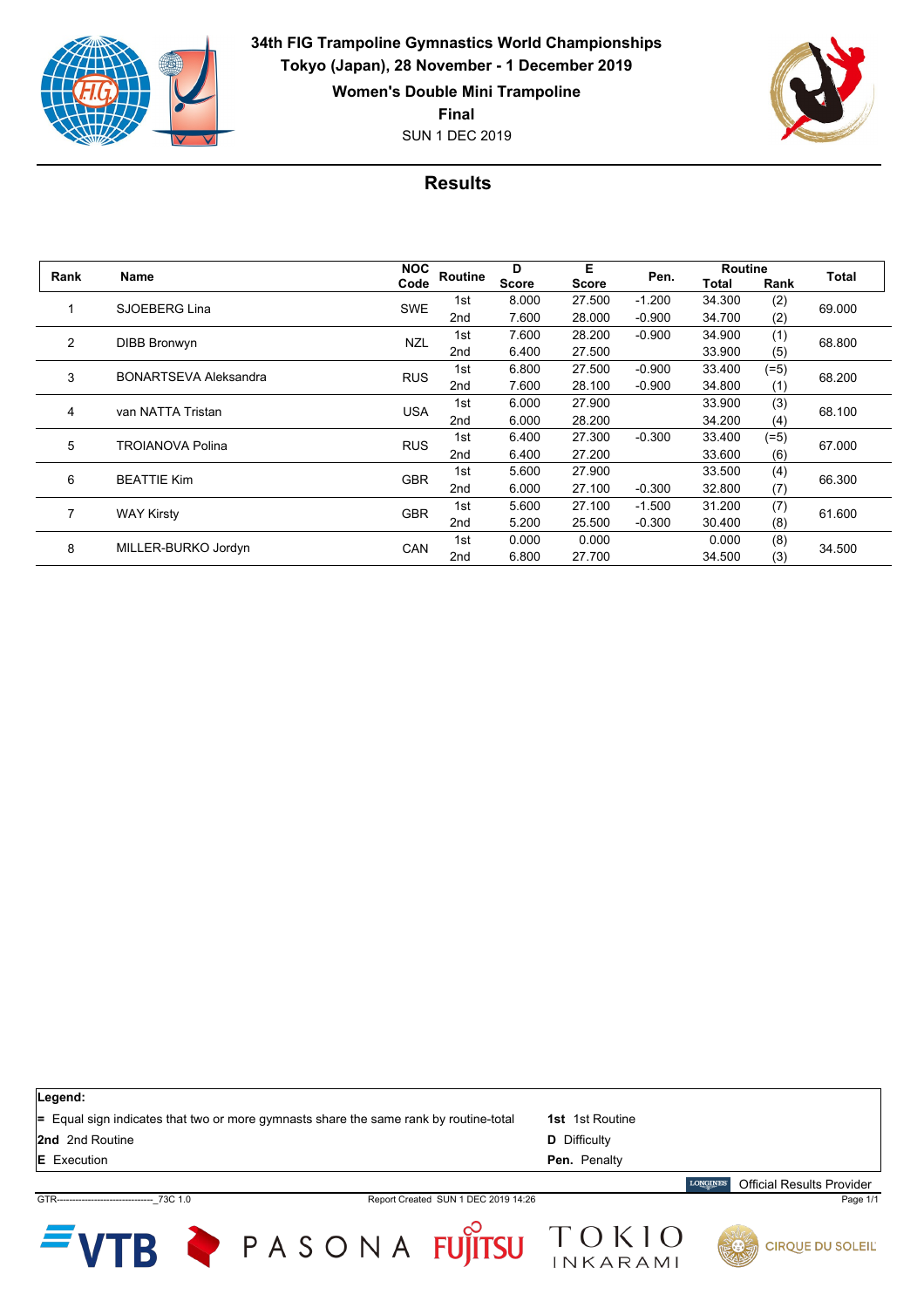**34th FIG Trampoline Gymnastics World Championships**
**Tokyo (Japan), 28 November - 1 December 2019**
**Women's Double Mini Trampoline**
**Final**
SUN 1 DEC 2019

## Results

| Rank | Name | NOC Code | Routine | D Score | E Score | Pen. | Routine Total | Routine Rank | Total |
|---|---|---|---|---|---|---|---|---|---|
| 1 | SJOEBERG Lina | SWE | 1st | 8.000 | 27.500 | -1.200 | 34.300 | (2) | 69.000 |
| | | | 2nd | 7.600 | 28.000 | -0.900 | 34.700 | (2) | |
| 2 | DIBB Bronwyn | NZL | 1st | 7.600 | 28.200 | -0.900 | 34.900 | (1) | 68.800 |
| | | | 2nd | 6.400 | 27.500 | | 33.900 | (5) | |
| 3 | BONARTSEVA Aleksandra | RUS | 1st | 6.800 | 27.500 | -0.900 | 33.400 | (=5) | 68.200 |
| | | | 2nd | 7.600 | 28.100 | -0.900 | 34.800 | (1) | |
| 4 | van NATTA Tristan | USA | 1st | 6.000 | 27.900 | | 33.900 | (3) | 68.100 |
| | | | 2nd | 6.000 | 28.200 | | 34.200 | (4) | |
| 5 | TROIANOVA Polina | RUS | 1st | 6.400 | 27.300 | -0.300 | 33.400 | (=5) | 67.000 |
| | | | 2nd | 6.400 | 27.200 | | 33.600 | (6) | |
| 6 | BEATTIE Kim | GBR | 1st | 5.600 | 27.900 | | 33.500 | (4) | 66.300 |
| | | | 2nd | 6.000 | 27.100 | -0.300 | 32.800 | (7) | |
| 7 | WAY Kirsty | GBR | 1st | 5.600 | 27.100 | -1.500 | 31.200 | (7) | 61.600 |
| | | | 2nd | 5.200 | 25.500 | -0.300 | 30.400 | (8) | |
| 8 | MILLER-BURKO Jordyn | CAN | 1st | 0.000 | 0.000 | | 0.000 | (8) | 34.500 |
| | | | 2nd | 6.800 | 27.700 | | 34.500 | (3) | |

**Legend:**

**=** Equal sign indicates that two or more gymnasts share the same rank by routine-total
**1st** 1st Routine
**2nd** 2nd Routine
**D** Difficulty
**E** Execution
**Pen.** Penalty

Official Results Provider

GTR--------------------------------_73C 1.0 Report Created SUN 1 DEC 2019 14:26